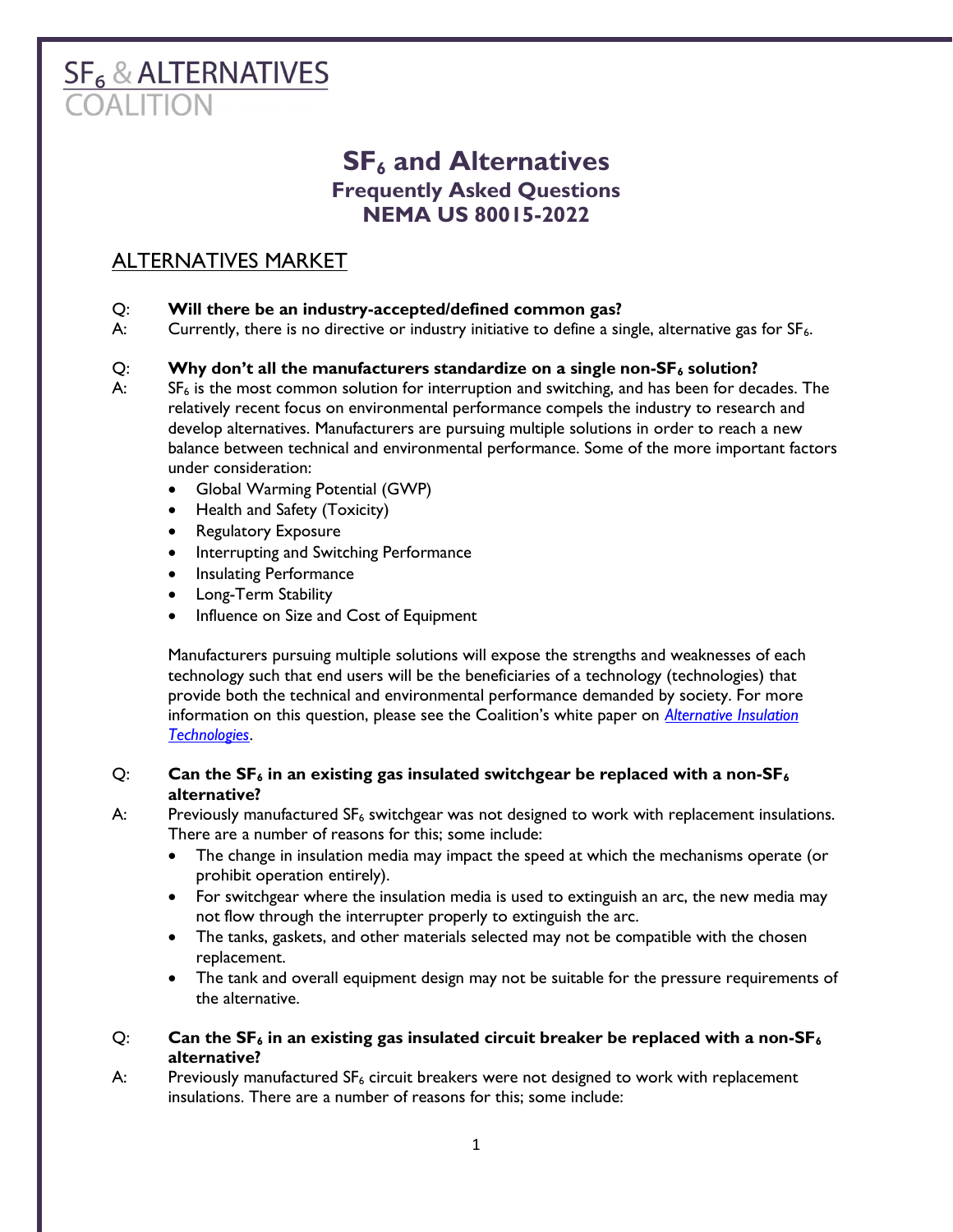SF$_6$ & ALTERNATIVES COALITION

# SF$_6$ and Alternatives

## Frequently Asked Questions
## NEMA US 80015-2022

## ALTERNATIVES MARKET

Q: **Will there be an industry-accepted/defined common gas?**

A: Currently, there is no directive or industry initiative to define a single, alternative gas for SF$_6$.

Q: **Why don't all the manufacturers standardize on a single non-SF$_6$ solution?**

A: SF$_6$ is the most common solution for interruption and switching, and has been for decades. The relatively recent focus on environmental performance compels the industry to research and develop alternatives. Manufacturers are pursuing multiple solutions in order to reach a new balance between technical and environmental performance. Some of the more important factors under consideration:

- Global Warming Potential (GWP)
- Health and Safety (Toxicity)
- Regulatory Exposure
- Interrupting and Switching Performance
- Insulating Performance
- Long-Term Stability
- Influence on Size and Cost of Equipment

Manufacturers pursuing multiple solutions will expose the strengths and weaknesses of each technology such that end users will be the beneficiaries of a technology (technologies) that provide both the technical and environmental performance demanded by society. For more information on this question, please see the Coalition's white paper on *Alternative Insulation Technologies*.

Q: **Can the SF$_6$ in an existing gas insulated switchgear be replaced with a non-SF$_6$ alternative?**

A: Previously manufactured SF$_6$ switchgear was not designed to work with replacement insulations. There are a number of reasons for this; some include:

- The change in insulation media may impact the speed at which the mechanisms operate (or prohibit operation entirely).
- For switchgear where the insulation media is used to extinguish an arc, the new media may not flow through the interrupter properly to extinguish the arc.
- The tanks, gaskets, and other materials selected may not be compatible with the chosen replacement.
- The tank and overall equipment design may not be suitable for the pressure requirements of the alternative.

Q: **Can the SF$_6$ in an existing gas insulated circuit breaker be replaced with a non-SF$_6$ alternative?**

A: Previously manufactured SF$_6$ circuit breakers were not designed to work with replacement insulations. There are a number of reasons for this; some include: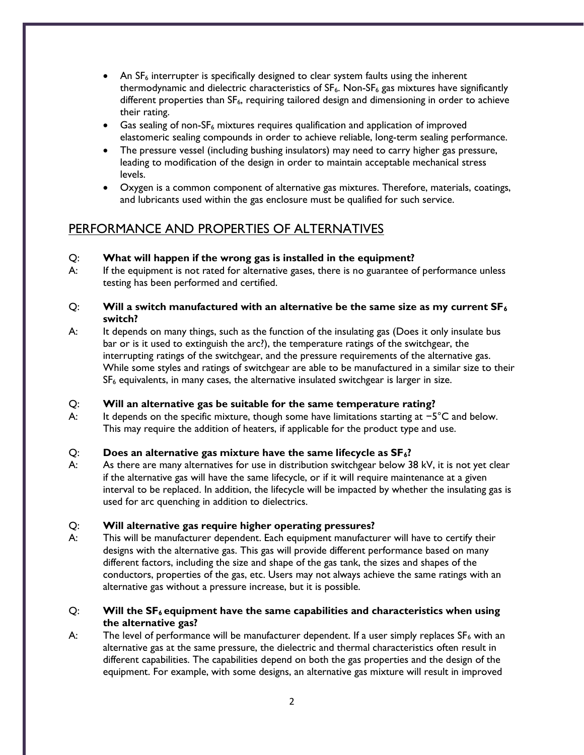- An $SF_6$ interrupter is specifically designed to clear system faults using the inherent thermodynamic and dielectric characteristics of $SF_6$. Non-$SF_6$ gas mixtures have significantly different properties than $SF_6$, requiring tailored design and dimensioning in order to achieve their rating.
- Gas sealing of non-$SF_6$ mixtures requires qualification and application of improved elastomeric sealing compounds in order to achieve reliable, long-term sealing performance.
- The pressure vessel (including bushing insulators) may need to carry higher gas pressure, leading to modification of the design in order to maintain acceptable mechanical stress levels.
- Oxygen is a common component of alternative gas mixtures. Therefore, materials, coatings, and lubricants used within the gas enclosure must be qualified for such service.

## PERFORMANCE AND PROPERTIES OF ALTERNATIVES

Q: **What will happen if the wrong gas is installed in the equipment?**

A: If the equipment is not rated for alternative gases, there is no guarantee of performance unless testing has been performed and certified.

Q: **Will a switch manufactured with an alternative be the same size as my current $SF_6$ switch?**

A: It depends on many things, such as the function of the insulating gas (Does it only insulate bus bar or is it used to extinguish the arc?), the temperature ratings of the switchgear, the interrupting ratings of the switchgear, and the pressure requirements of the alternative gas. While some styles and ratings of switchgear are able to be manufactured in a similar size to their $SF_6$ equivalents, in many cases, the alternative insulated switchgear is larger in size.

Q: **Will an alternative gas be suitable for the same temperature rating?**

A: It depends on the specific mixture, though some have limitations starting at −5°C and below. This may require the addition of heaters, if applicable for the product type and use.

Q: **Does an alternative gas mixture have the same lifecycle as $SF_6$?**

A: As there are many alternatives for use in distribution switchgear below 38 kV, it is not yet clear if the alternative gas will have the same lifecycle, or if it will require maintenance at a given interval to be replaced. In addition, the lifecycle will be impacted by whether the insulating gas is used for arc quenching in addition to dielectrics.

Q: **Will alternative gas require higher operating pressures?**

A: This will be manufacturer dependent. Each equipment manufacturer will have to certify their designs with the alternative gas. This gas will provide different performance based on many different factors, including the size and shape of the gas tank, the sizes and shapes of the conductors, properties of the gas, etc. Users may not always achieve the same ratings with an alternative gas without a pressure increase, but it is possible.

Q: **Will the $SF_6$ equipment have the same capabilities and characteristics when using the alternative gas?**

A: The level of performance will be manufacturer dependent. If a user simply replaces $SF_6$ with an alternative gas at the same pressure, the dielectric and thermal characteristics often result in different capabilities. The capabilities depend on both the gas properties and the design of the equipment. For example, with some designs, an alternative gas mixture will result in improved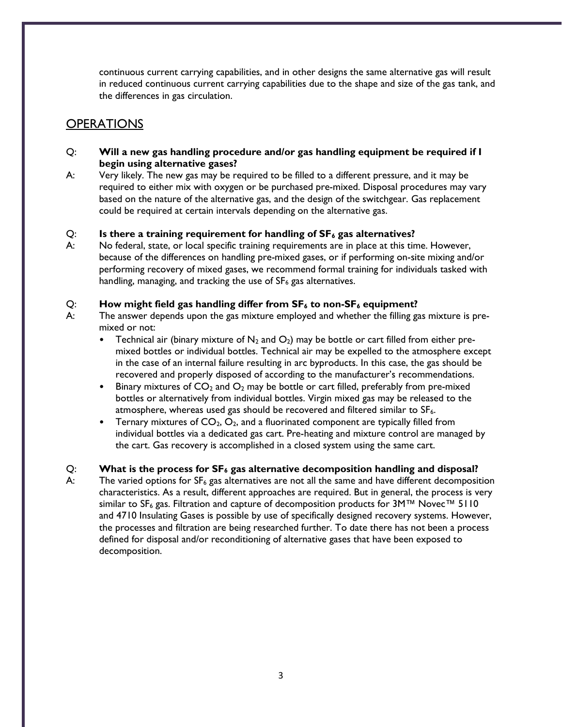continuous current carrying capabilities, and in other designs the same alternative gas will result in reduced continuous current carrying capabilities due to the shape and size of the gas tank, and the differences in gas circulation.

## OPERATIONS

Q: **Will a new gas handling procedure and/or gas handling equipment be required if I begin using alternative gases?**

A: Very likely. The new gas may be required to be filled to a different pressure, and it may be required to either mix with oxygen or be purchased pre-mixed. Disposal procedures may vary based on the nature of the alternative gas, and the design of the switchgear. Gas replacement could be required at certain intervals depending on the alternative gas.

Q: **Is there a training requirement for handling of $SF_6$ gas alternatives?**

A: No federal, state, or local specific training requirements are in place at this time. However, because of the differences on handling pre-mixed gases, or if performing on-site mixing and/or performing recovery of mixed gases, we recommend formal training for individuals tasked with handling, managing, and tracking the use of $SF_6$ gas alternatives.

Q: **How might field gas handling differ from $SF_6$ to non-$SF_6$ equipment?**

A: The answer depends upon the gas mixture employed and whether the filling gas mixture is pre-mixed or not:

- Technical air (binary mixture of $N_2$ and $O_2$) may be bottle or cart filled from either pre-mixed bottles or individual bottles. Technical air may be expelled to the atmosphere except in the case of an internal failure resulting in arc byproducts. In this case, the gas should be recovered and properly disposed of according to the manufacturer's recommendations.
- Binary mixtures of $CO_2$ and $O_2$ may be bottle or cart filled, preferably from pre-mixed bottles or alternatively from individual bottles. Virgin mixed gas may be released to the atmosphere, whereas used gas should be recovered and filtered similar to $SF_6$.
- Ternary mixtures of $CO_2$, $O_2$, and a fluorinated component are typically filled from individual bottles via a dedicated gas cart. Pre-heating and mixture control are managed by the cart. Gas recovery is accomplished in a closed system using the same cart.

Q: **What is the process for $SF_6$ gas alternative decomposition handling and disposal?**

A: The varied options for $SF_6$ gas alternatives are not all the same and have different decomposition characteristics. As a result, different approaches are required. But in general, the process is very similar to $SF_6$ gas. Filtration and capture of decomposition products for 3M™ Novec™ 5110 and 4710 Insulating Gases is possible by use of specifically designed recovery systems. However, the processes and filtration are being researched further. To date there has not been a process defined for disposal and/or reconditioning of alternative gases that have been exposed to decomposition.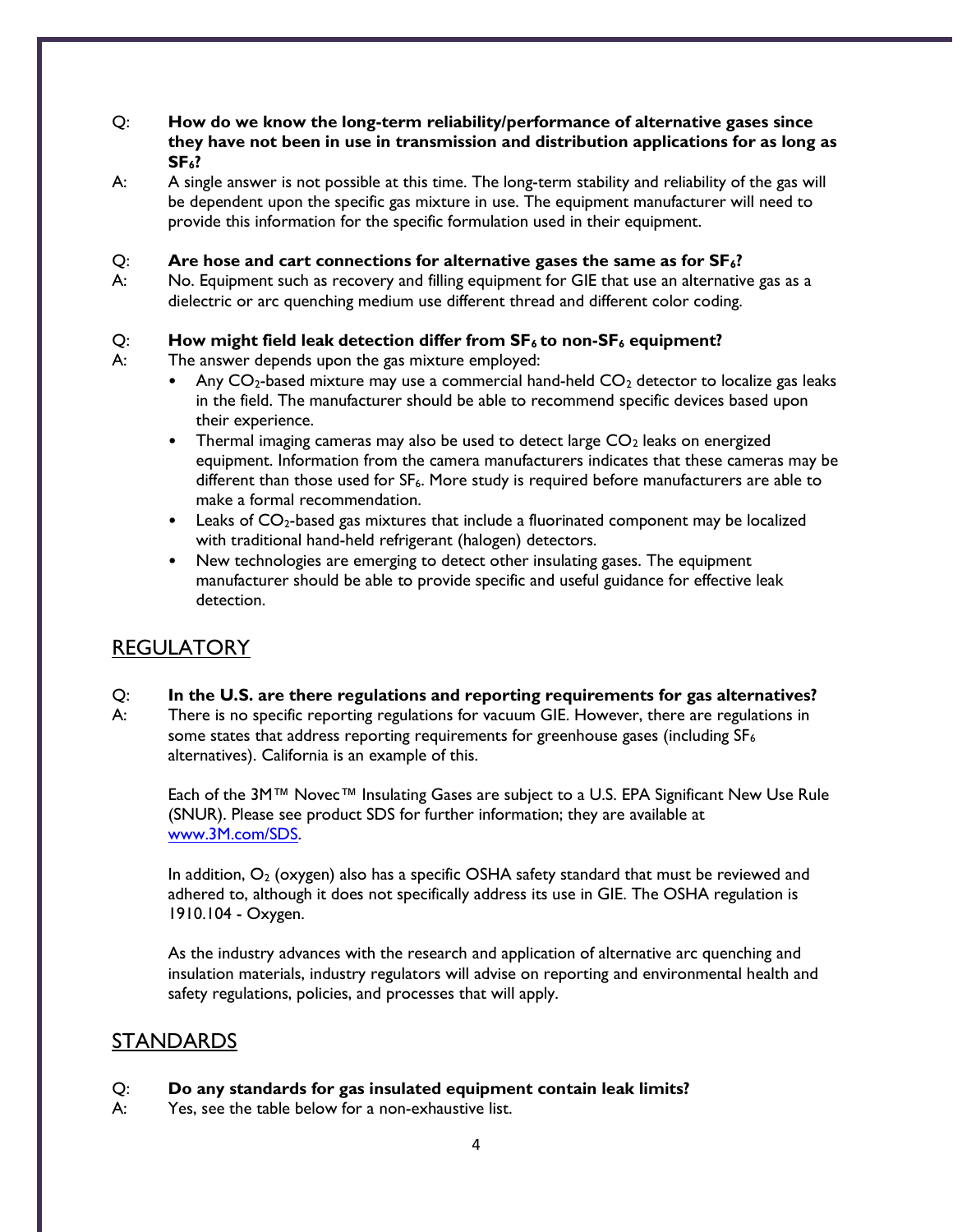Q: **How do we know the long-term reliability/performance of alternative gases since they have not been in use in transmission and distribution applications for as long as $SF_6$?**

A: A single answer is not possible at this time. The long-term stability and reliability of the gas will be dependent upon the specific gas mixture in use. The equipment manufacturer will need to provide this information for the specific formulation used in their equipment.

Q: **Are hose and cart connections for alternative gases the same as for $SF_6$?**

A: No. Equipment such as recovery and filling equipment for GIE that use an alternative gas as a dielectric or arc quenching medium use different thread and different color coding.

Q: **How might field leak detection differ from $SF_6$ to non-$SF_6$ equipment?**

A: The answer depends upon the gas mixture employed:

- Any $CO_2$-based mixture may use a commercial hand-held $CO_2$ detector to localize gas leaks in the field. The manufacturer should be able to recommend specific devices based upon their experience.
- Thermal imaging cameras may also be used to detect large $CO_2$ leaks on energized equipment. Information from the camera manufacturers indicates that these cameras may be different than those used for $SF_6$. More study is required before manufacturers are able to make a formal recommendation.
- Leaks of $CO_2$-based gas mixtures that include a fluorinated component may be localized with traditional hand-held refrigerant (halogen) detectors.
- New technologies are emerging to detect other insulating gases. The equipment manufacturer should be able to provide specific and useful guidance for effective leak detection.

## REGULATORY

Q: **In the U.S. are there regulations and reporting requirements for gas alternatives?**

A: There is no specific reporting regulations for vacuum GIE. However, there are regulations in some states that address reporting requirements for greenhouse gases (including $SF_6$ alternatives). California is an example of this.

Each of the 3M™ Novec™ Insulating Gases are subject to a U.S. EPA Significant New Use Rule (SNUR). Please see product SDS for further information; they are available at www.3M.com/SDS.

In addition, $O_2$ (oxygen) also has a specific OSHA safety standard that must be reviewed and adhered to, although it does not specifically address its use in GIE. The OSHA regulation is 1910.104 - Oxygen.

As the industry advances with the research and application of alternative arc quenching and insulation materials, industry regulators will advise on reporting and environmental health and safety regulations, policies, and processes that will apply.

## STANDARDS

Q: **Do any standards for gas insulated equipment contain leak limits?**

A: Yes, see the table below for a non-exhaustive list.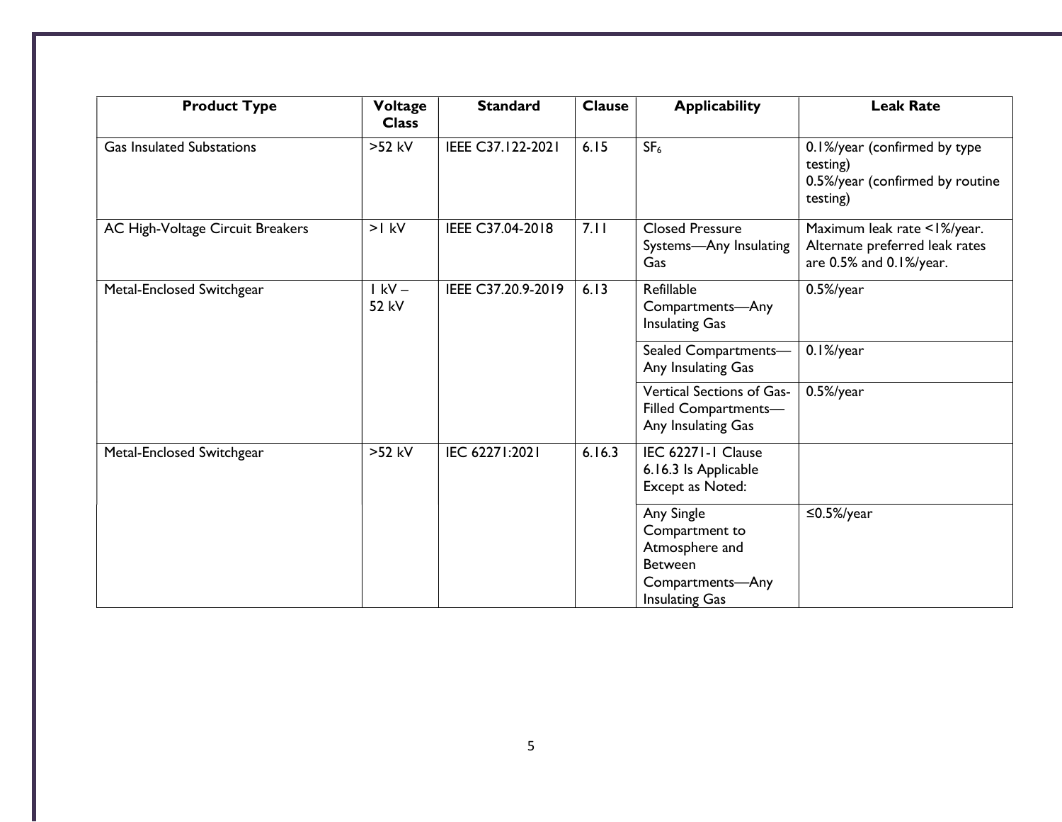| Product Type | Voltage Class | Standard | Clause | Applicability | Leak Rate |
|---|---|---|---|---|---|
| Gas Insulated Substations | >52 kV | IEEE C37.122-2021 | 6.15 | $SF_6$ | 0.1%/year (confirmed by type testing)<br>0.5%/year (confirmed by routine testing) |
| AC High-Voltage Circuit Breakers | >1 kV | IEEE C37.04-2018 | 7.11 | Closed Pressure Systems—Any Insulating Gas | Maximum leak rate <1%/year. Alternate preferred leak rates are 0.5% and 0.1%/year. |
| Metal-Enclosed Switchgear | 1 kV – 52 kV | IEEE C37.20.9-2019 | 6.13 | Refillable Compartments—Any Insulating Gas | 0.5%/year |
| | | | | Sealed Compartments—Any Insulating Gas | 0.1%/year |
| | | | | Vertical Sections of Gas-Filled Compartments—Any Insulating Gas | 0.5%/year |
| Metal-Enclosed Switchgear | >52 kV | IEC 62271:2021 | 6.16.3 | IEC 62271-1 Clause 6.16.3 Is Applicable Except as Noted: | |
| | | | | Any Single Compartment to Atmosphere and Between Compartments—Any Insulating Gas | ≤0.5%/year |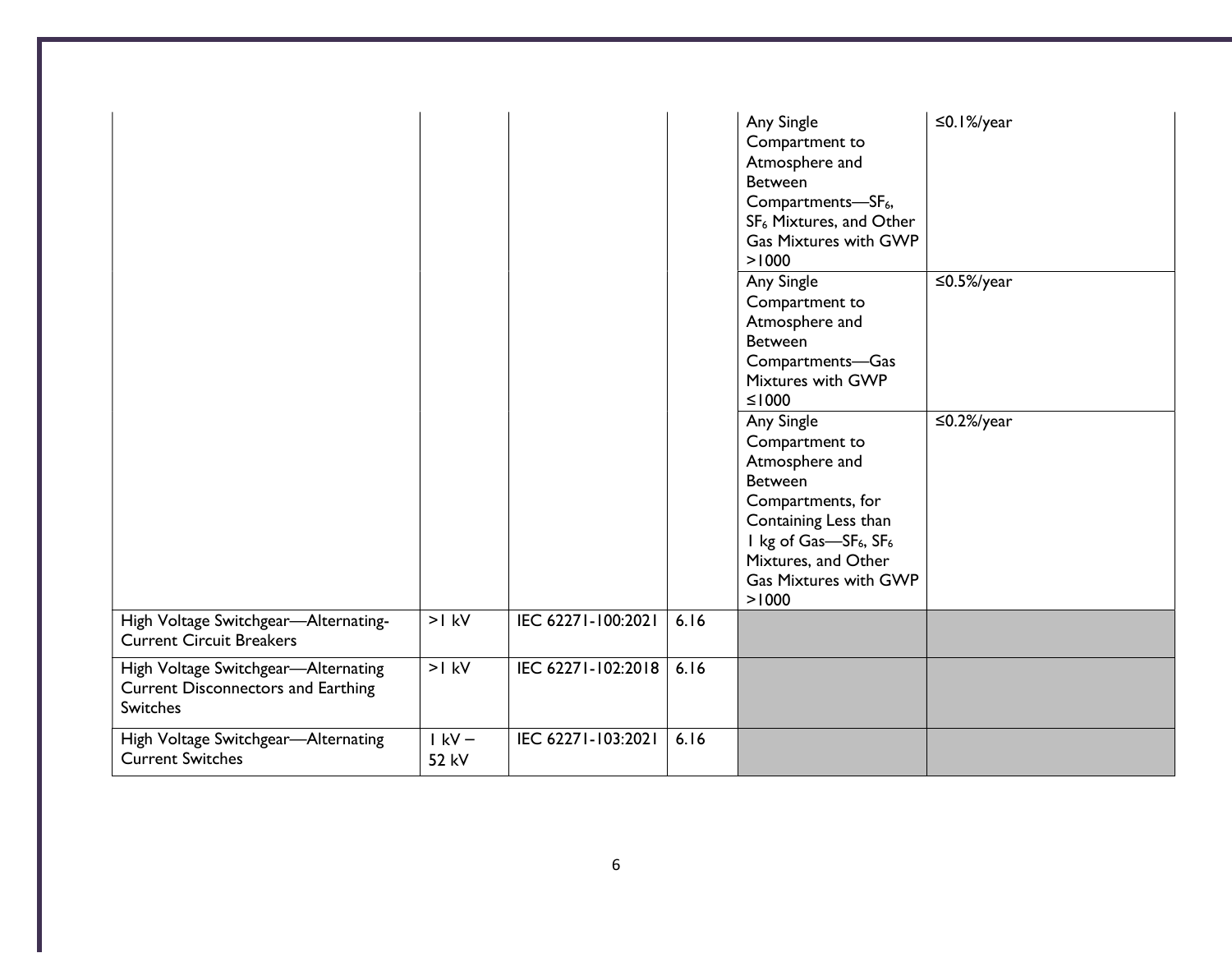| | | | | | |
|---|---|---|---|---|---|
| | | | | Any Single Compartment to Atmosphere and Between Compartments—$SF_6$, $SF_6$ Mixtures, and Other Gas Mixtures with GWP >1000 | ≤0.1%/year |
| | | | | Any Single Compartment to Atmosphere and Between Compartments—Gas Mixtures with GWP ≤1000 | ≤0.5%/year |
| | | | | Any Single Compartment to Atmosphere and Between Compartments, for Containing Less than 1 kg of Gas—$SF_6$, $SF_6$ Mixtures, and Other Gas Mixtures with GWP >1000 | ≤0.2%/year |
| High Voltage Switchgear—Alternating-Current Circuit Breakers | >1 kV | IEC 62271-100:2021 | 6.16 | | |
| High Voltage Switchgear—Alternating Current Disconnectors and Earthing Switches | >1 kV | IEC 62271-102:2018 | 6.16 | | |
| High Voltage Switchgear—Alternating Current Switches | 1 kV – 52 kV | IEC 62271-103:2021 | 6.16 | | |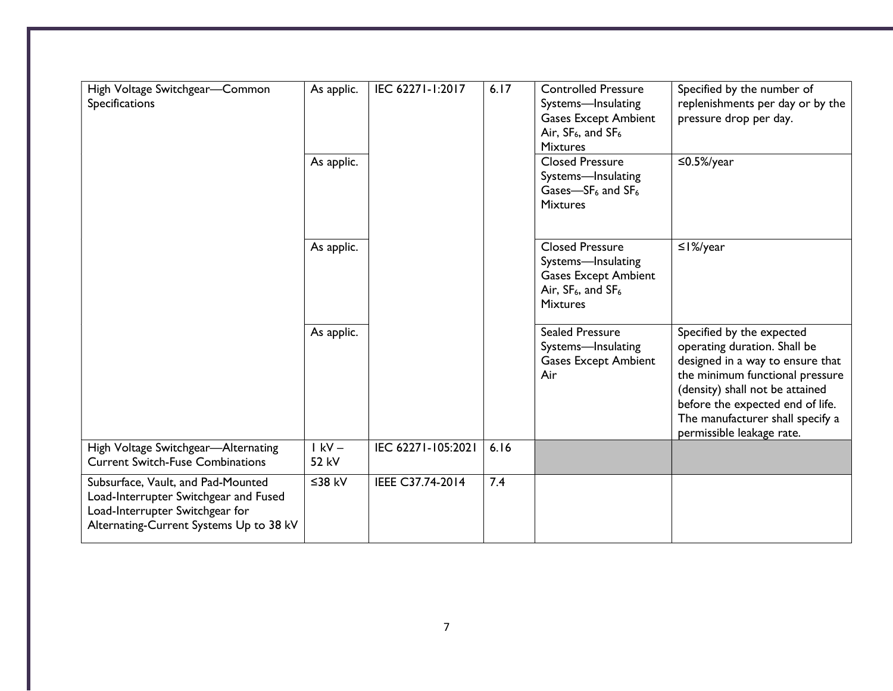| | | | | | |
|---|---|---|---|---|---|
| High Voltage Switchgear—Common Specifications | As applic. | IEC 62271-1:2017 | 6.17 | Controlled Pressure Systems—Insulating Gases Except Ambient Air, $SF_6$, and $SF_6$ Mixtures | Specified by the number of replenishments per day or by the pressure drop per day. |
| | As applic. | | | Closed Pressure Systems—Insulating Gases—$SF_6$ and $SF_6$ Mixtures | ≤0.5%/year |
| | As applic. | | | Closed Pressure Systems—Insulating Gases Except Ambient Air, $SF_6$, and $SF_6$ Mixtures | ≤1%/year |
| | As applic. | | | Sealed Pressure Systems—Insulating Gases Except Ambient Air | Specified by the expected operating duration. Shall be designed in a way to ensure that the minimum functional pressure (density) shall not be attained before the expected end of life. The manufacturer shall specify a permissible leakage rate. |
| High Voltage Switchgear—Alternating Current Switch-Fuse Combinations | 1 kV – 52 kV | IEC 62271-105:2021 | 6.16 | | |
| Subsurface, Vault, and Pad-Mounted Load-Interrupter Switchgear and Fused Load-Interrupter Switchgear for Alternating-Current Systems Up to 38 kV | ≤38 kV | IEEE C37.74-2014 | 7.4 | | |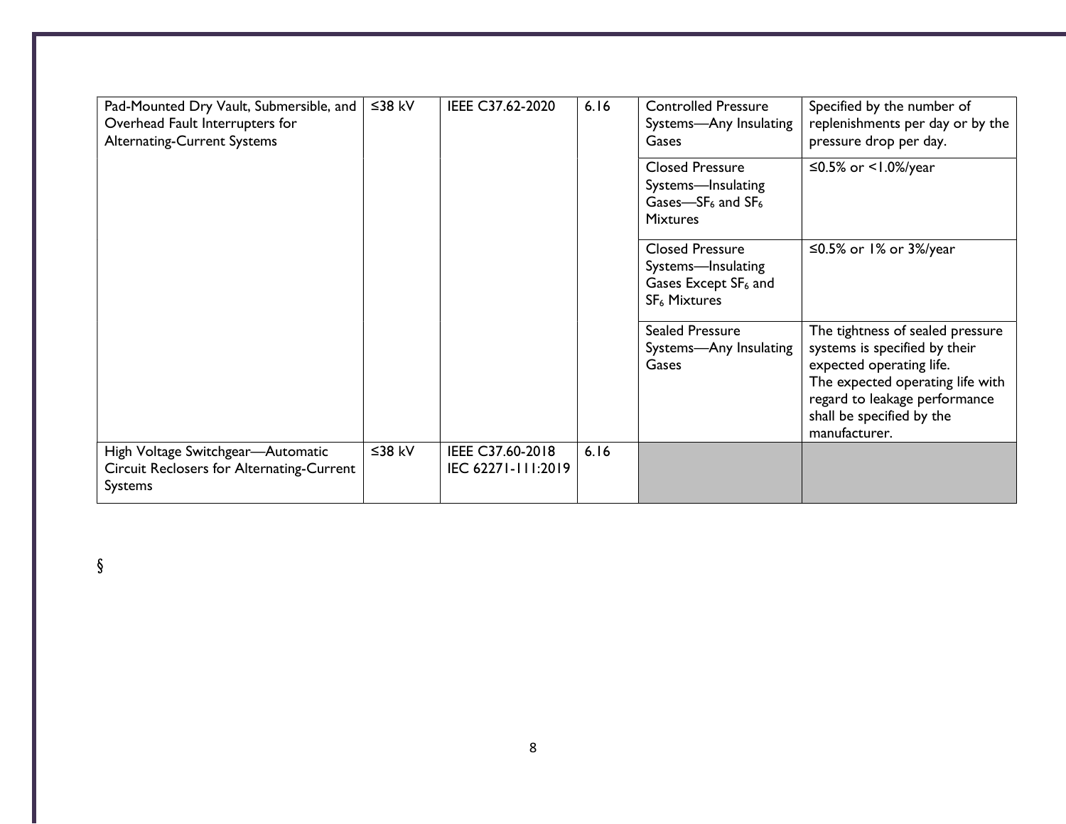| | | | | | |
|---|---|---|---|---|---|
| Pad-Mounted Dry Vault, Submersible, and Overhead Fault Interrupters for Alternating-Current Systems | ≤38 kV | IEEE C37.62-2020 | 6.16 | Controlled Pressure Systems—Any Insulating Gases | Specified by the number of replenishments per day or by the pressure drop per day. |
| | | | | Closed Pressure Systems—Insulating Gases—$SF_6$ and $SF_6$ Mixtures | ≤0.5% or <1.0%/year |
| | | | | Closed Pressure Systems—Insulating Gases Except $SF_6$ and $SF_6$ Mixtures | ≤0.5% or 1% or 3%/year |
| | | | | Sealed Pressure Systems—Any Insulating Gases | The tightness of sealed pressure systems is specified by their expected operating life. The expected operating life with regard to leakage performance shall be specified by the manufacturer. |
| High Voltage Switchgear—Automatic Circuit Reclosers for Alternating-Current Systems | ≤38 kV | IEEE C37.60-2018 IEC 62271-111:2019 | 6.16 | | |

§